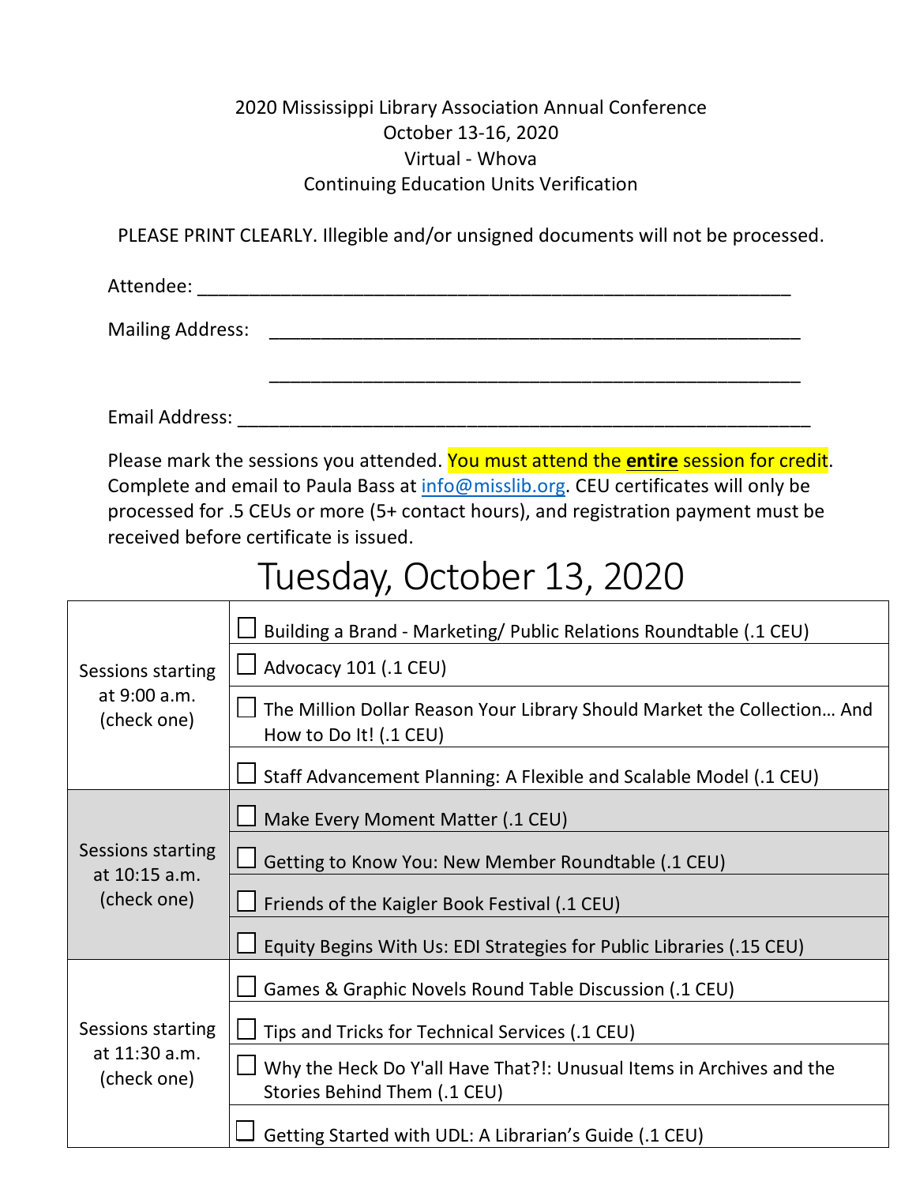2020 Mississippi Library Association Annual Conference
October 13-16, 2020
Virtual - Whova
Continuing Education Units Verification

PLEASE PRINT CLEARLY. Illegible and/or unsigned documents will not be processed.

Attendee: ____________________________________________________________

Mailing Address: ______________________________________________________

______________________________________________________

Email Address: _________________________________________________________

Please mark the sessions you attended. You must attend the **entire** session for credit. Complete and email to Paula Bass at info@misslib.org. CEU certificates will only be processed for .5 CEUs or more (5+ contact hours), and registration payment must be received before certificate is issued.

# Tuesday, October 13, 2020

| Time | Session |
|---|---|
| Sessions starting at 9:00 a.m. (check one) | ☐ Building a Brand - Marketing/ Public Relations Roundtable (.1 CEU) |
| | ☐ Advocacy 101 (.1 CEU) |
| | ☐ The Million Dollar Reason Your Library Should Market the Collection… And How to Do It! (.1 CEU) |
| | ☐ Staff Advancement Planning: A Flexible and Scalable Model (.1 CEU) |
| Sessions starting at 10:15 a.m. (check one) | ☐ Make Every Moment Matter (.1 CEU) |
| | ☐ Getting to Know You: New Member Roundtable (.1 CEU) |
| | ☐ Friends of the Kaigler Book Festival (.1 CEU) |
| | ☐ Equity Begins With Us: EDI Strategies for Public Libraries (.15 CEU) |
| Sessions starting at 11:30 a.m. (check one) | ☐ Games & Graphic Novels Round Table Discussion (.1 CEU) |
| | ☐ Tips and Tricks for Technical Services (.1 CEU) |
| | ☐ Why the Heck Do Y'all Have That?!: Unusual Items in Archives and the Stories Behind Them (.1 CEU) |
| | ☐ Getting Started with UDL: A Librarian's Guide (.1 CEU) |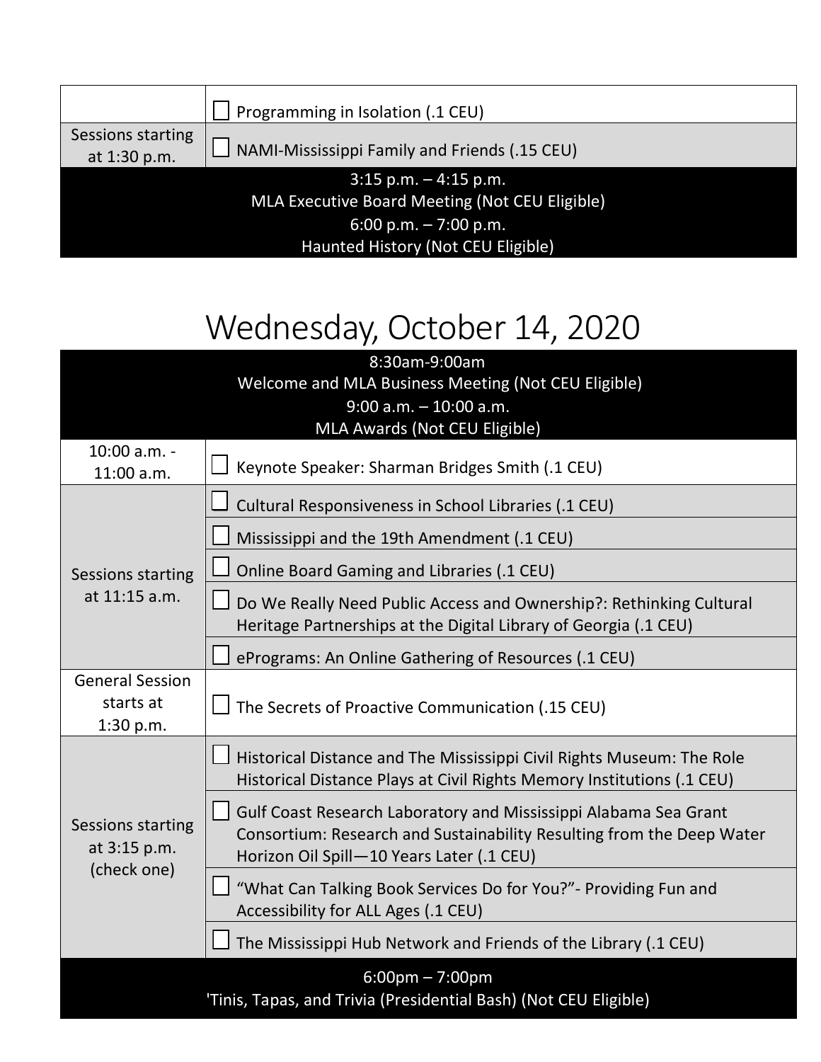| | |
|---|---|
| | ☐ Programming in Isolation (.1 CEU) |
| Sessions starting at 1:30 p.m. | ☐ NAMI-Mississippi Family and Friends (.15 CEU) |
| 3:15 p.m. – 4:15 p.m.<br>MLA Executive Board Meeting (Not CEU Eligible)<br>6:00 p.m. – 7:00 p.m.<br>Haunted History (Not CEU Eligible) | |

# Wednesday, October 14, 2020

| | |
|---|---|
| 8:30am-9:00am<br>Welcome and MLA Business Meeting (Not CEU Eligible)<br>9:00 a.m. – 10:00 a.m.<br>MLA Awards (Not CEU Eligible) | |
| 10:00 a.m. - 11:00 a.m. | ☐ Keynote Speaker: Sharman Bridges Smith (.1 CEU) |
| Sessions starting at 11:15 a.m. | ☐ Cultural Responsiveness in School Libraries (.1 CEU) |
| | ☐ Mississippi and the 19th Amendment (.1 CEU) |
| | ☐ Online Board Gaming and Libraries (.1 CEU) |
| | ☐ Do We Really Need Public Access and Ownership?: Rethinking Cultural Heritage Partnerships at the Digital Library of Georgia (.1 CEU) |
| | ☐ ePrograms: An Online Gathering of Resources (.1 CEU) |
| General Session starts at 1:30 p.m. | ☐ The Secrets of Proactive Communication (.15 CEU) |
| Sessions starting at 3:15 p.m. (check one) | ☐ Historical Distance and The Mississippi Civil Rights Museum: The Role Historical Distance Plays at Civil Rights Memory Institutions (.1 CEU) |
| | ☐ Gulf Coast Research Laboratory and Mississippi Alabama Sea Grant Consortium: Research and Sustainability Resulting from the Deep Water Horizon Oil Spill—10 Years Later (.1 CEU) |
| | ☐ "What Can Talking Book Services Do for You?"- Providing Fun and Accessibility for ALL Ages (.1 CEU) |
| | ☐ The Mississippi Hub Network and Friends of the Library (.1 CEU) |
| 6:00pm – 7:00pm<br>'Tinis, Tapas, and Trivia (Presidential Bash) (Not CEU Eligible) | |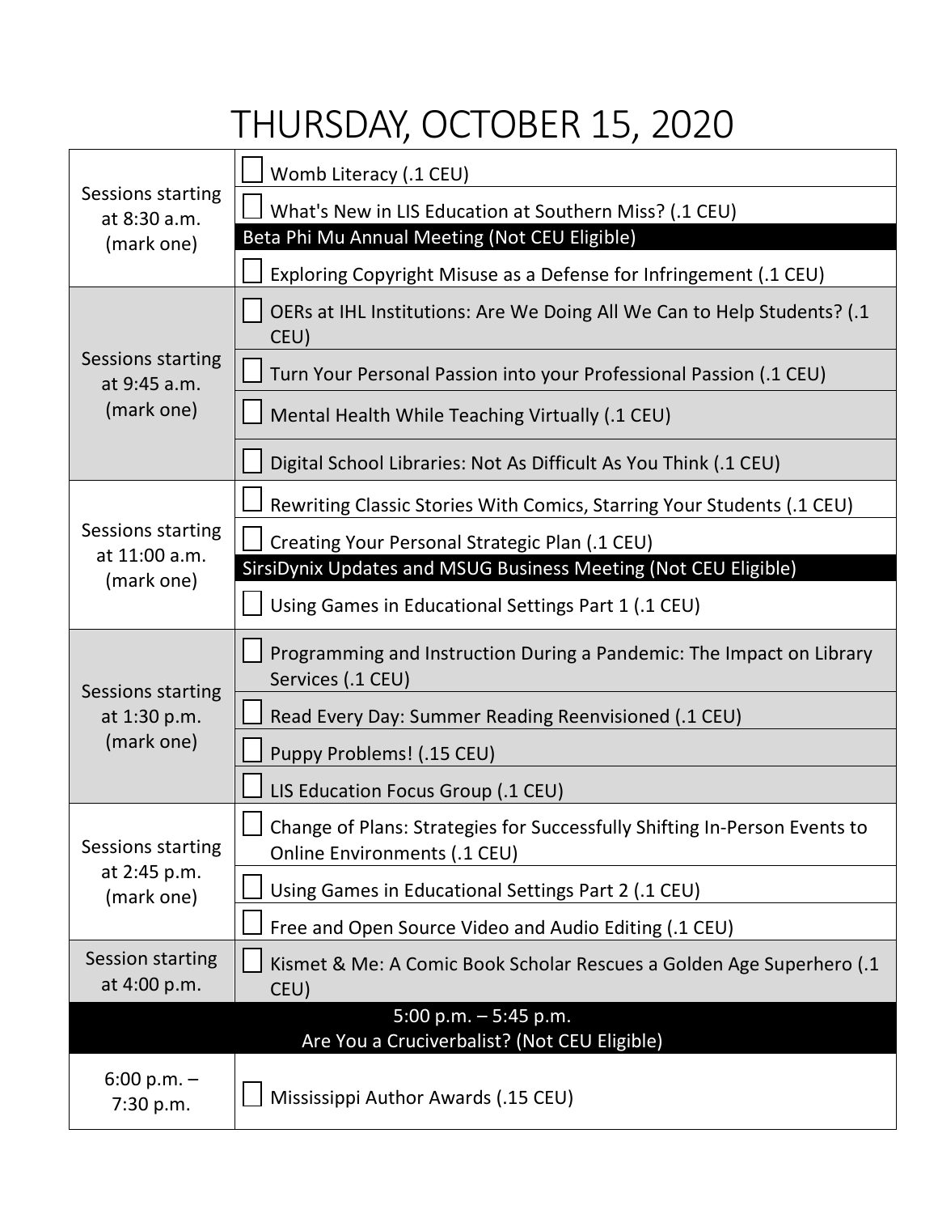# THURSDAY, OCTOBER 15, 2020

| Time | Session |
| --- | --- |
| Sessions starting at 8:30 a.m. (mark one) | ☐ Womb Literacy (.1 CEU) |
| | ☐ What's New in LIS Education at Southern Miss? (.1 CEU) |
| | Beta Phi Mu Annual Meeting (Not CEU Eligible) |
| | ☐ Exploring Copyright Misuse as a Defense for Infringement (.1 CEU) |
| Sessions starting at 9:45 a.m. (mark one) | ☐ OERs at IHL Institutions: Are We Doing All We Can to Help Students? (.1 CEU) |
| | ☐ Turn Your Personal Passion into your Professional Passion (.1 CEU) |
| | ☐ Mental Health While Teaching Virtually (.1 CEU) |
| | ☐ Digital School Libraries: Not As Difficult As You Think (.1 CEU) |
| Sessions starting at 11:00 a.m. (mark one) | ☐ Rewriting Classic Stories With Comics, Starring Your Students (.1 CEU) |
| | ☐ Creating Your Personal Strategic Plan (.1 CEU) |
| | SirsiDynix Updates and MSUG Business Meeting (Not CEU Eligible) |
| | ☐ Using Games in Educational Settings Part 1 (.1 CEU) |
| Sessions starting at 1:30 p.m. (mark one) | ☐ Programming and Instruction During a Pandemic: The Impact on Library Services (.1 CEU) |
| | ☐ Read Every Day: Summer Reading Reenvisioned (.1 CEU) |
| | ☐ Puppy Problems! (.15 CEU) |
| | ☐ LIS Education Focus Group (.1 CEU) |
| Sessions starting at 2:45 p.m. (mark one) | ☐ Change of Plans: Strategies for Successfully Shifting In-Person Events to Online Environments (.1 CEU) |
| | ☐ Using Games in Educational Settings Part 2 (.1 CEU) |
| | ☐ Free and Open Source Video and Audio Editing (.1 CEU) |
| Session starting at 4:00 p.m. | ☐ Kismet & Me: A Comic Book Scholar Rescues a Golden Age Superhero (.1 CEU) |
| 5:00 p.m. – 5:45 p.m. | Are You a Cruciverbalist? (Not CEU Eligible) |
| 6:00 p.m. – 7:30 p.m. | ☐ Mississippi Author Awards (.15 CEU) |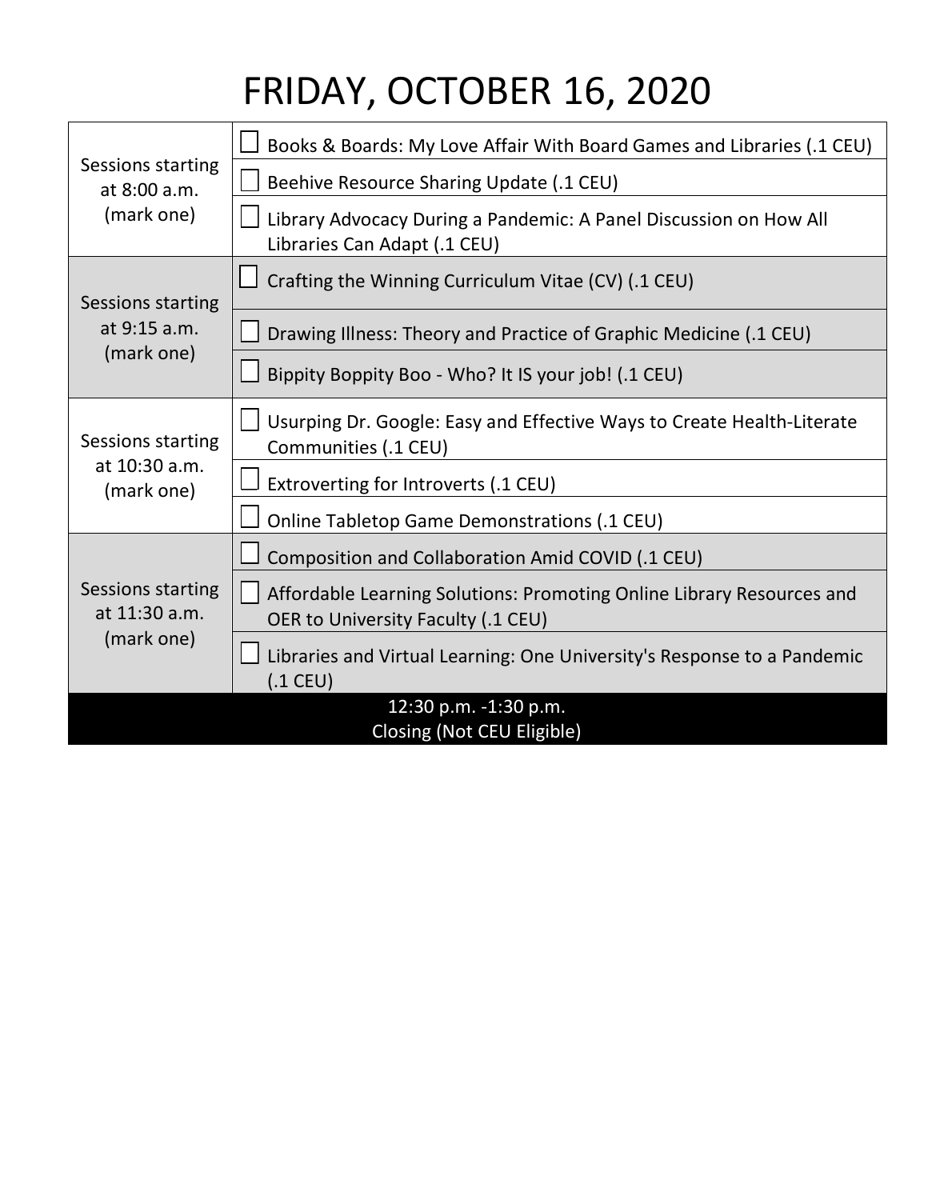# FRIDAY, OCTOBER 16, 2020

| | |
|---|---|
| Sessions starting at 8:00 a.m. (mark one) | ☐ Books & Boards: My Love Affair With Board Games and Libraries (.1 CEU) |
| | ☐ Beehive Resource Sharing Update (.1 CEU) |
| | ☐ Library Advocacy During a Pandemic: A Panel Discussion on How All Libraries Can Adapt (.1 CEU) |
| Sessions starting at 9:15 a.m. (mark one) | ☐ Crafting the Winning Curriculum Vitae (CV) (.1 CEU) |
| | ☐ Drawing Illness: Theory and Practice of Graphic Medicine (.1 CEU) |
| | ☐ Bippity Boppity Boo - Who? It IS your job! (.1 CEU) |
| Sessions starting at 10:30 a.m. (mark one) | ☐ Usurping Dr. Google: Easy and Effective Ways to Create Health-Literate Communities (.1 CEU) |
| | ☐ Extroverting for Introverts (.1 CEU) |
| | ☐ Online Tabletop Game Demonstrations (.1 CEU) |
| Sessions starting at 11:30 a.m. (mark one) | ☐ Composition and Collaboration Amid COVID (.1 CEU) |
| | ☐ Affordable Learning Solutions: Promoting Online Library Resources and OER to University Faculty (.1 CEU) |
| | ☐ Libraries and Virtual Learning: One University's Response to a Pandemic (.1 CEU) |
| 12:30 p.m. -1:30 p.m. Closing (Not CEU Eligible) | |